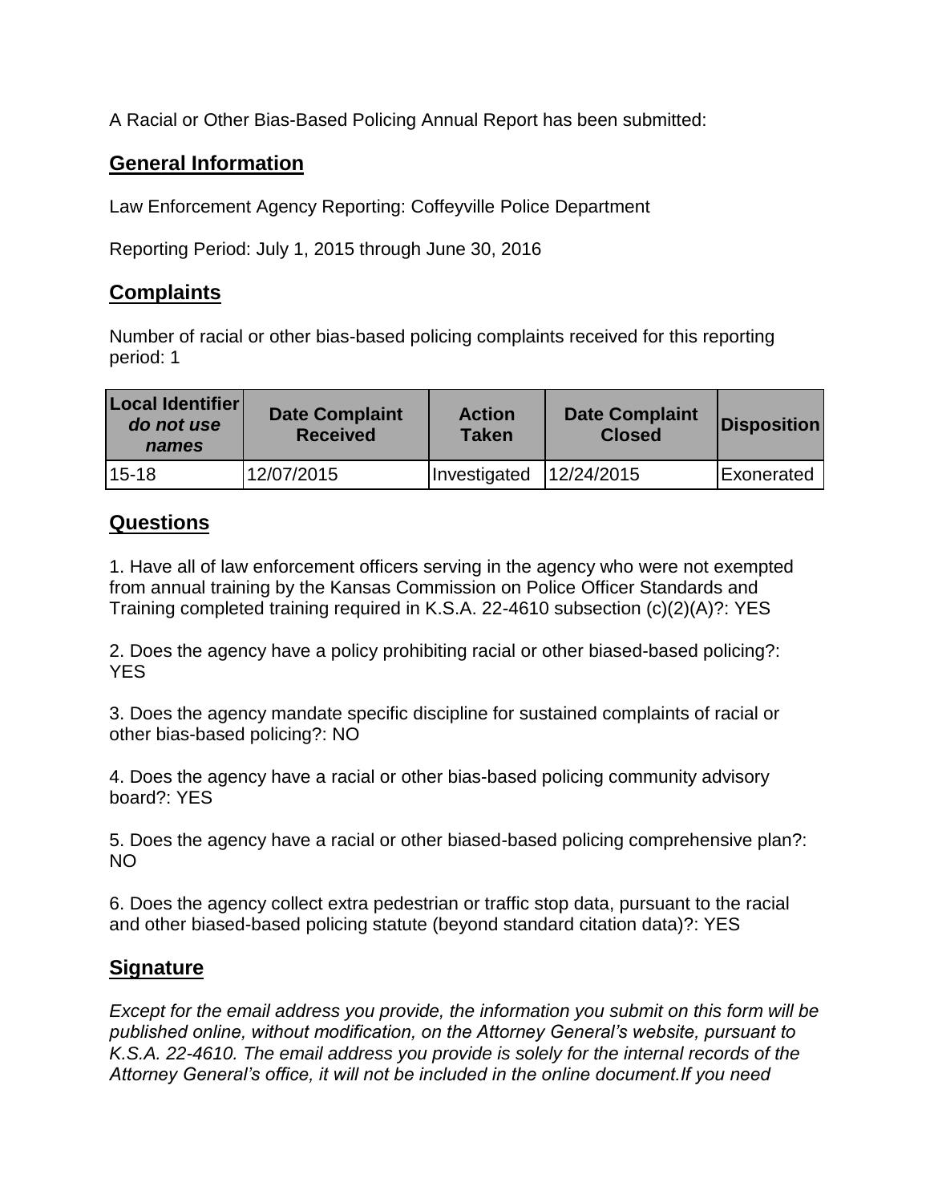A Racial or Other Bias-Based Policing Annual Report has been submitted:

## General Information

Law Enforcement Agency Reporting: Coffeyville Police Department

Reporting Period: July 1, 2015 through June 30, 2016

## Complaints

Number of racial or other bias-based policing complaints received for this reporting period: 1

| Local Identifier *do not use names* | Date Complaint Received | Action Taken | Date Complaint Closed | Disposition |
|---|---|---|---|---|
| 15-18 | 12/07/2015 | Investigated | 12/24/2015 | Exonerated |

## Questions

1. Have all of law enforcement officers serving in the agency who were not exempted from annual training by the Kansas Commission on Police Officer Standards and Training completed training required in K.S.A. 22-4610 subsection (c)(2)(A)?: YES

2. Does the agency have a policy prohibiting racial or other biased-based policing?: YES

3. Does the agency mandate specific discipline for sustained complaints of racial or other bias-based policing?: NO

4. Does the agency have a racial or other bias-based policing community advisory board?: YES

5. Does the agency have a racial or other biased-based policing comprehensive plan?: NO

6. Does the agency collect extra pedestrian or traffic stop data, pursuant to the racial and other biased-based policing statute (beyond standard citation data)?: YES

## Signature

*Except for the email address you provide, the information you submit on this form will be published online, without modification, on the Attorney General's website, pursuant to K.S.A. 22-4610. The email address you provide is solely for the internal records of the Attorney General's office, it will not be included in the online document.If you need*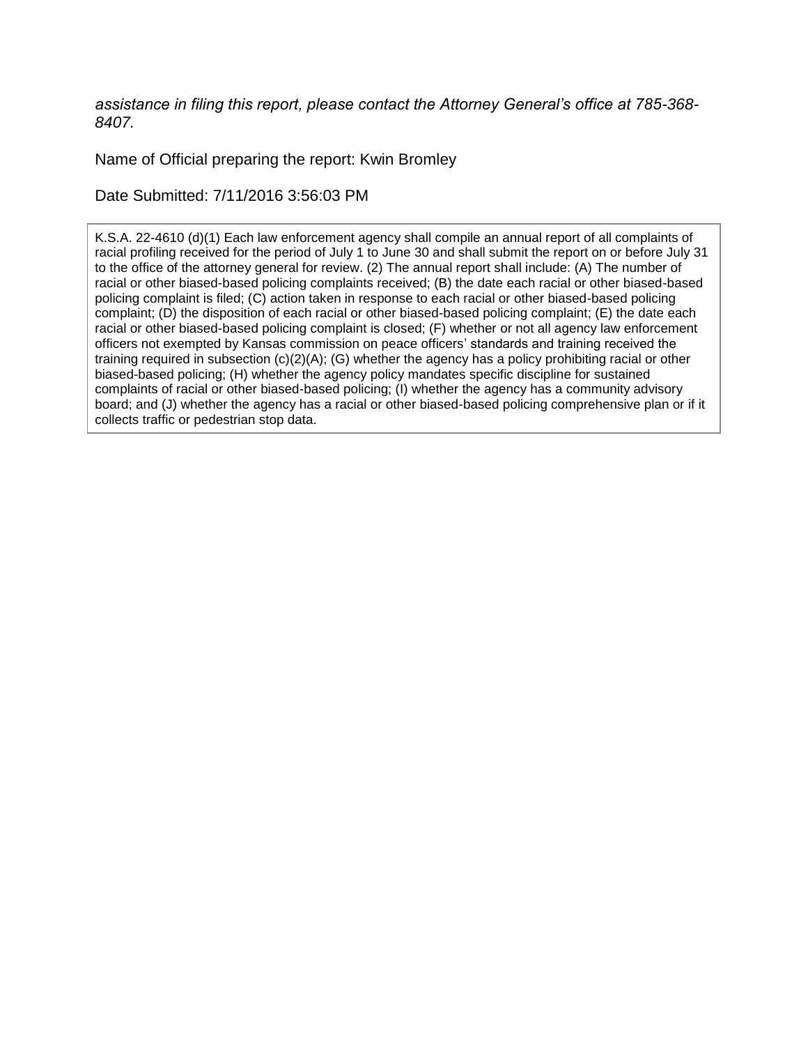*assistance in filing this report, please contact the Attorney General's office at 785-368-8407.*

Name of Official preparing the report: Kwin Bromley

Date Submitted: 7/11/2016 3:56:03 PM

K.S.A. 22-4610 (d)(1) Each law enforcement agency shall compile an annual report of all complaints of racial profiling received for the period of July 1 to June 30 and shall submit the report on or before July 31 to the office of the attorney general for review. (2) The annual report shall include: (A) The number of racial or other biased-based policing complaints received; (B) the date each racial or other biased-based policing complaint is filed; (C) action taken in response to each racial or other biased-based policing complaint; (D) the disposition of each racial or other biased-based policing complaint; (E) the date each racial or other biased-based policing complaint is closed; (F) whether or not all agency law enforcement officers not exempted by Kansas commission on peace officers' standards and training received the training required in subsection (c)(2)(A); (G) whether the agency has a policy prohibiting racial or other biased-based policing; (H) whether the agency policy mandates specific discipline for sustained complaints of racial or other biased-based policing; (I) whether the agency has a community advisory board; and (J) whether the agency has a racial or other biased-based policing comprehensive plan or if it collects traffic or pedestrian stop data.